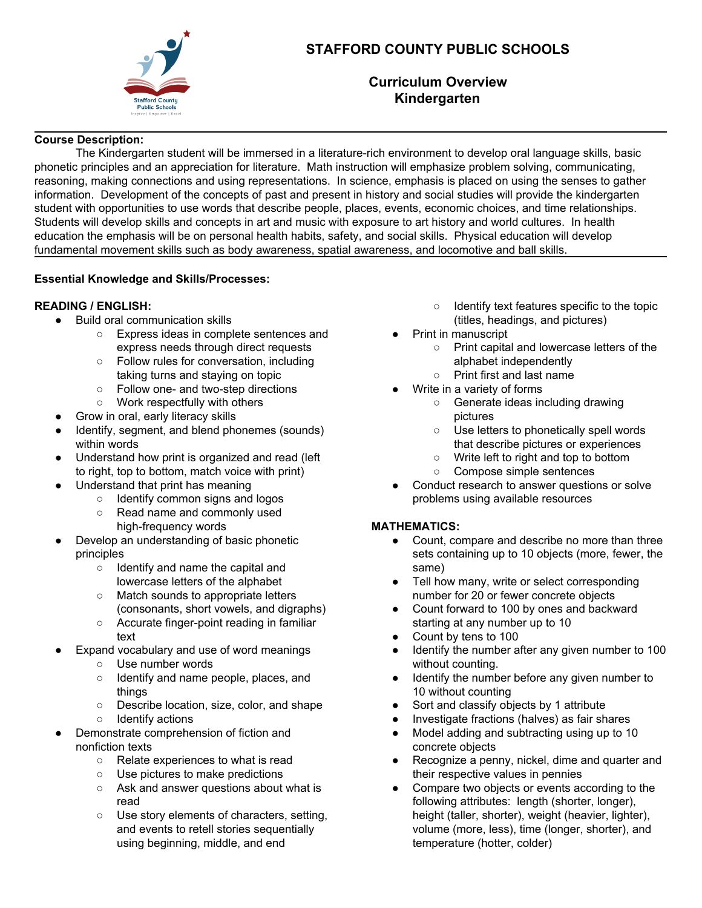# STAFFORD COUNTY PUBLIC SCHOOLS

## Curriculum Overview
## Kindergarten

**Course Description:**

The Kindergarten student will be immersed in a literature-rich environment to develop oral language skills, basic phonetic principles and an appreciation for literature. Math instruction will emphasize problem solving, communicating, reasoning, making connections and using representations. In science, emphasis is placed on using the senses to gather information. Development of the concepts of past and present in history and social studies will provide the kindergarten student with opportunities to use words that describe people, places, events, economic choices, and time relationships. Students will develop skills and concepts in art and music with exposure to art history and world cultures. In health education the emphasis will be on personal health habits, safety, and social skills. Physical education will develop fundamental movement skills such as body awareness, spatial awareness, and locomotive and ball skills.

**Essential Knowledge and Skills/Processes:**

**READING / ENGLISH:**

- Build oral communication skills
  - Express ideas in complete sentences and express needs through direct requests
  - Follow rules for conversation, including taking turns and staying on topic
  - Follow one- and two-step directions
  - Work respectfully with others
- Grow in oral, early literacy skills
- Identify, segment, and blend phonemes (sounds) within words
- Understand how print is organized and read (left to right, top to bottom, match voice with print)
- Understand that print has meaning
  - Identify common signs and logos
  - Read name and commonly used high-frequency words
- Develop an understanding of basic phonetic principles
  - Identify and name the capital and lowercase letters of the alphabet
  - Match sounds to appropriate letters (consonants, short vowels, and digraphs)
  - Accurate finger-point reading in familiar text
- Expand vocabulary and use of word meanings
  - Use number words
  - Identify and name people, places, and things
  - Describe location, size, color, and shape
  - Identify actions
- Demonstrate comprehension of fiction and nonfiction texts
  - Relate experiences to what is read
  - Use pictures to make predictions
  - Ask and answer questions about what is read
  - Use story elements of characters, setting, and events to retell stories sequentially using beginning, middle, and end
  - Identify text features specific to the topic (titles, headings, and pictures)
- Print in manuscript
  - Print capital and lowercase letters of the alphabet independently
  - Print first and last name
- Write in a variety of forms
  - Generate ideas including drawing pictures
  - Use letters to phonetically spell words that describe pictures or experiences
  - Write left to right and top to bottom
  - Compose simple sentences
- Conduct research to answer questions or solve problems using available resources

**MATHEMATICS:**

- Count, compare and describe no more than three sets containing up to 10 objects (more, fewer, the same)
- Tell how many, write or select corresponding number for 20 or fewer concrete objects
- Count forward to 100 by ones and backward starting at any number up to 10
- Count by tens to 100
- Identify the number after any given number to 100 without counting.
- Identify the number before any given number to 10 without counting
- Sort and classify objects by 1 attribute
- Investigate fractions (halves) as fair shares
- Model adding and subtracting using up to 10 concrete objects
- Recognize a penny, nickel, dime and quarter and their respective values in pennies
- Compare two objects or events according to the following attributes: length (shorter, longer), height (taller, shorter), weight (heavier, lighter), volume (more, less), time (longer, shorter), and temperature (hotter, colder)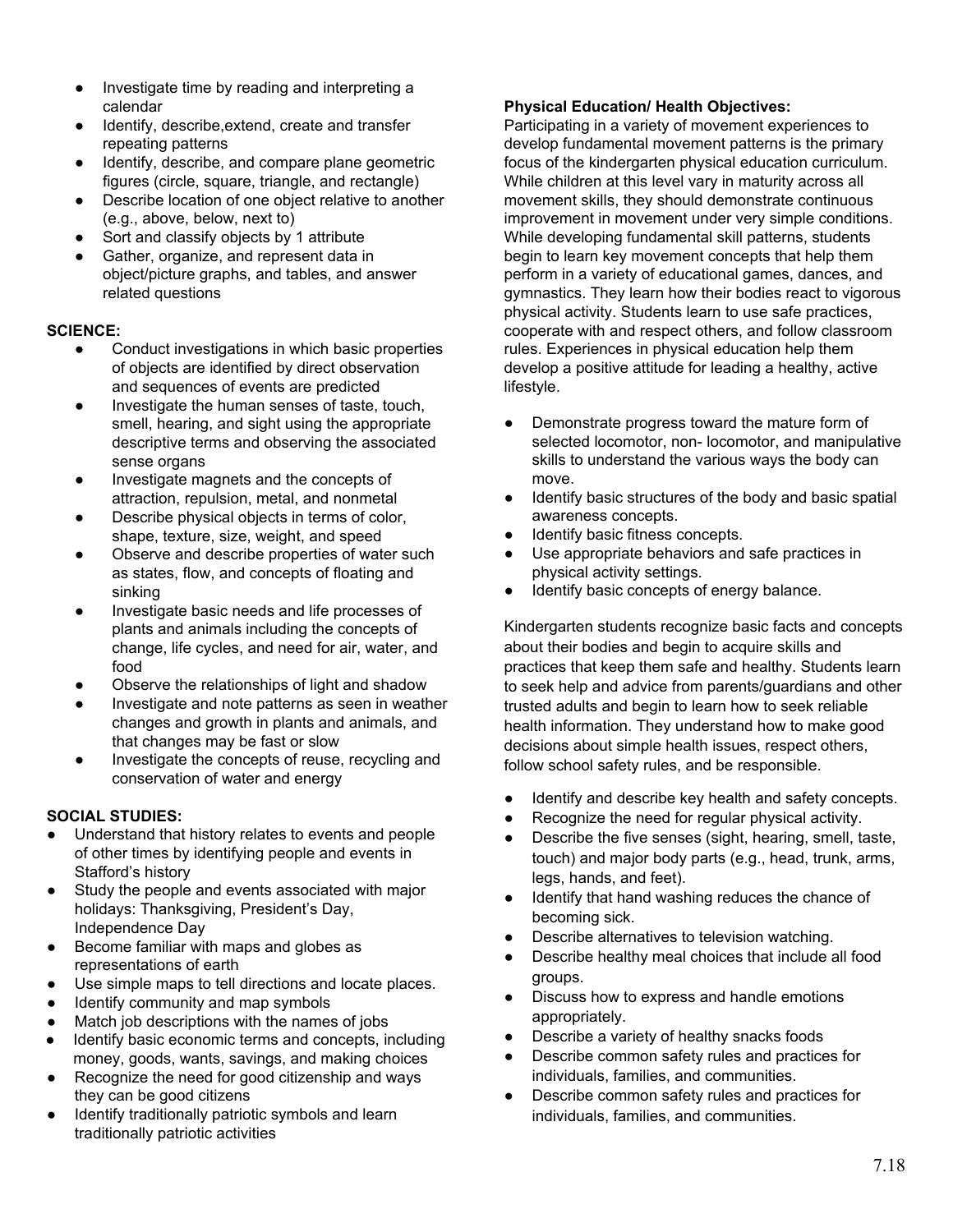- Investigate time by reading and interpreting a calendar
- Identify, describe,extend, create and transfer repeating patterns
- Identify, describe, and compare plane geometric figures (circle, square, triangle, and rectangle)
- Describe location of one object relative to another (e.g., above, below, next to)
- Sort and classify objects by 1 attribute
- Gather, organize, and represent data in object/picture graphs, and tables, and answer related questions

**SCIENCE:**

- Conduct investigations in which basic properties of objects are identified by direct observation and sequences of events are predicted
- Investigate the human senses of taste, touch, smell, hearing, and sight using the appropriate descriptive terms and observing the associated sense organs
- Investigate magnets and the concepts of attraction, repulsion, metal, and nonmetal
- Describe physical objects in terms of color, shape, texture, size, weight, and speed
- Observe and describe properties of water such as states, flow, and concepts of floating and sinking
- Investigate basic needs and life processes of plants and animals including the concepts of change, life cycles, and need for air, water, and food
- Observe the relationships of light and shadow
- Investigate and note patterns as seen in weather changes and growth in plants and animals, and that changes may be fast or slow
- Investigate the concepts of reuse, recycling and conservation of water and energy

**SOCIAL STUDIES:**

- Understand that history relates to events and people of other times by identifying people and events in Stafford's history
- Study the people and events associated with major holidays: Thanksgiving, President's Day, Independence Day
- Become familiar with maps and globes as representations of earth
- Use simple maps to tell directions and locate places.
- Identify community and map symbols
- Match job descriptions with the names of jobs
- Identify basic economic terms and concepts, including money, goods, wants, savings, and making choices
- Recognize the need for good citizenship and ways they can be good citizens
- Identify traditionally patriotic symbols and learn traditionally patriotic activities

**Physical Education/ Health Objectives:**

Participating in a variety of movement experiences to develop fundamental movement patterns is the primary focus of the kindergarten physical education curriculum. While children at this level vary in maturity across all movement skills, they should demonstrate continuous improvement in movement under very simple conditions. While developing fundamental skill patterns, students begin to learn key movement concepts that help them perform in a variety of educational games, dances, and gymnastics. They learn how their bodies react to vigorous physical activity. Students learn to use safe practices, cooperate with and respect others, and follow classroom rules. Experiences in physical education help them develop a positive attitude for leading a healthy, active lifestyle.

- Demonstrate progress toward the mature form of selected locomotor, non- locomotor, and manipulative skills to understand the various ways the body can move.
- Identify basic structures of the body and basic spatial awareness concepts.
- Identify basic fitness concepts.
- Use appropriate behaviors and safe practices in physical activity settings.
- Identify basic concepts of energy balance.

Kindergarten students recognize basic facts and concepts about their bodies and begin to acquire skills and practices that keep them safe and healthy. Students learn to seek help and advice from parents/guardians and other trusted adults and begin to learn how to seek reliable health information. They understand how to make good decisions about simple health issues, respect others, follow school safety rules, and be responsible.

- Identify and describe key health and safety concepts.
- Recognize the need for regular physical activity.
- Describe the five senses (sight, hearing, smell, taste, touch) and major body parts (e.g., head, trunk, arms, legs, hands, and feet).
- Identify that hand washing reduces the chance of becoming sick.
- Describe alternatives to television watching.
- Describe healthy meal choices that include all food groups.
- Discuss how to express and handle emotions appropriately.
- Describe a variety of healthy snacks foods
- Describe common safety rules and practices for individuals, families, and communities.
- Describe common safety rules and practices for individuals, families, and communities.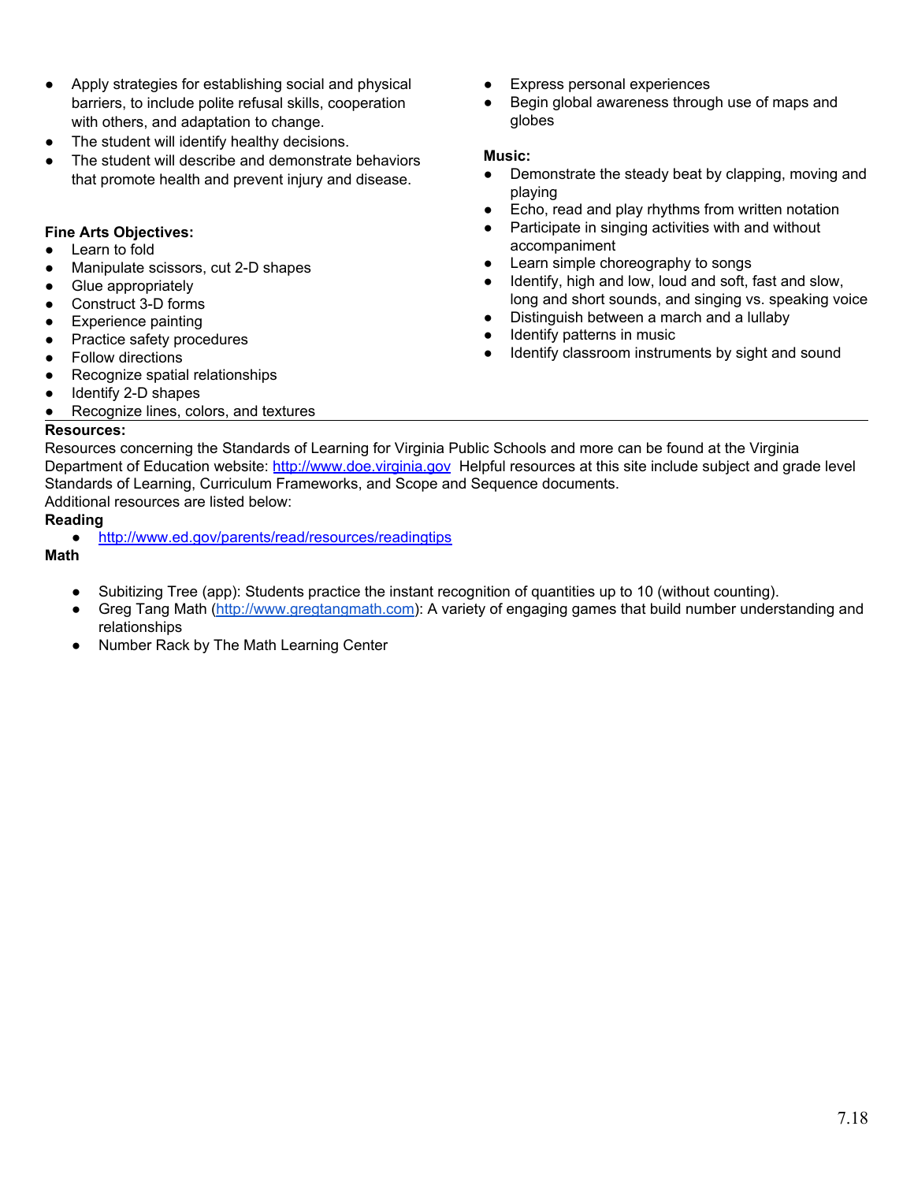- Apply strategies for establishing social and physical barriers, to include polite refusal skills, cooperation with others, and adaptation to change.
- The student will identify healthy decisions.
- The student will describe and demonstrate behaviors that promote health and prevent injury and disease.

**Fine Arts Objectives:**

- Learn to fold
- Manipulate scissors, cut 2-D shapes
- Glue appropriately
- Construct 3-D forms
- Experience painting
- Practice safety procedures
- Follow directions
- Recognize spatial relationships
- Identify 2-D shapes
- Recognize lines, colors, and textures

- Express personal experiences
- Begin global awareness through use of maps and globes

**Music:**

- Demonstrate the steady beat by clapping, moving and playing
- Echo, read and play rhythms from written notation
- Participate in singing activities with and without accompaniment
- Learn simple choreography to songs
- Identify, high and low, loud and soft, fast and slow, long and short sounds, and singing vs. speaking voice
- Distinguish between a march and a lullaby
- Identify patterns in music
- Identify classroom instruments by sight and sound

---

**Resources:**

Resources concerning the Standards of Learning for Virginia Public Schools and more can be found at the Virginia Department of Education website: http://www.doe.virginia.gov Helpful resources at this site include subject and grade level Standards of Learning, Curriculum Frameworks, and Scope and Sequence documents.

Additional resources are listed below:

**Reading**

- http://www.ed.gov/parents/read/resources/readingtips

**Math**

- Subitizing Tree (app): Students practice the instant recognition of quantities up to 10 (without counting).
- Greg Tang Math (http://www.gregtangmath.com): A variety of engaging games that build number understanding and relationships
- Number Rack by The Math Learning Center